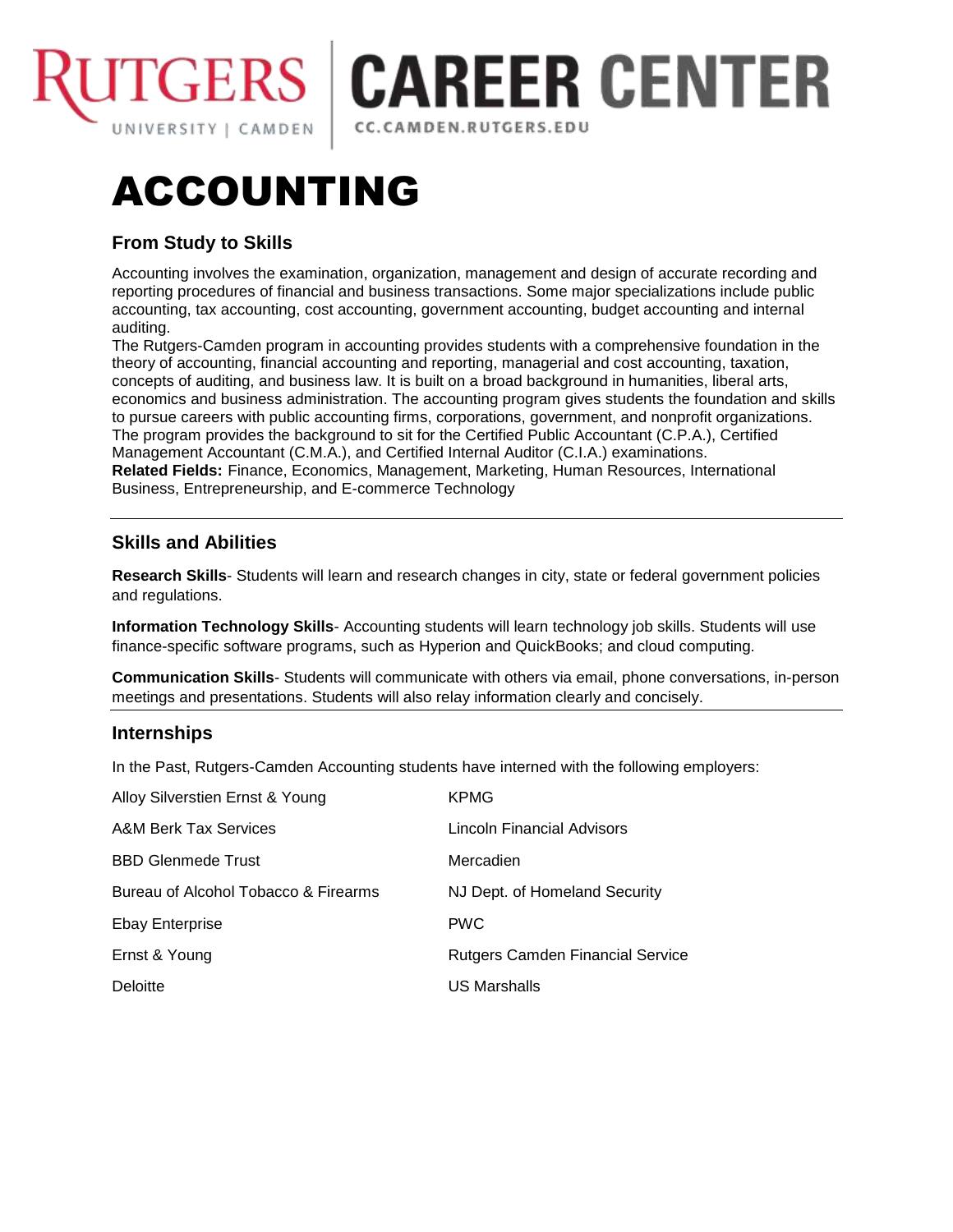RUTGERS UNIVERSITY | CAMDEN

# CAREER CENTER

CC.CAMDEN.RUTGERS.EDU

# ACCOUNTING

## From Study to Skills

Accounting involves the examination, organization, management and design of accurate recording and reporting procedures of financial and business transactions. Some major specializations include public accounting, tax accounting, cost accounting, government accounting, budget accounting and internal auditing.
The Rutgers-Camden program in accounting provides students with a comprehensive foundation in the theory of accounting, financial accounting and reporting, managerial and cost accounting, taxation, concepts of auditing, and business law. It is built on a broad background in humanities, liberal arts, economics and business administration. The accounting program gives students the foundation and skills to pursue careers with public accounting firms, corporations, government, and nonprofit organizations. The program provides the background to sit for the Certified Public Accountant (C.P.A.), Certified Management Accountant (C.M.A.), and Certified Internal Auditor (C.I.A.) examinations.
**Related Fields:** Finance, Economics, Management, Marketing, Human Resources, International Business, Entrepreneurship, and E-commerce Technology

---

## Skills and Abilities

**Research Skills**- Students will learn and research changes in city, state or federal government policies and regulations.

**Information Technology Skills**- Accounting students will learn technology job skills. Students will use finance-specific software programs, such as Hyperion and QuickBooks; and cloud computing.

**Communication Skills**- Students will communicate with others via email, phone conversations, in-person meetings and presentations. Students will also relay information clearly and concisely.

---

## Internships

In the Past, Rutgers-Camden Accounting students have interned with the following employers:

- Alloy Silverstien Ernst & Young
- A&M Berk Tax Services
- BBD Glenmede Trust
- Bureau of Alcohol Tobacco & Firearms
- Ebay Enterprise
- Ernst & Young
- Deloitte
- KPMG
- Lincoln Financial Advisors
- Mercadien
- NJ Dept. of Homeland Security
- PWC
- Rutgers Camden Financial Service
- US Marshalls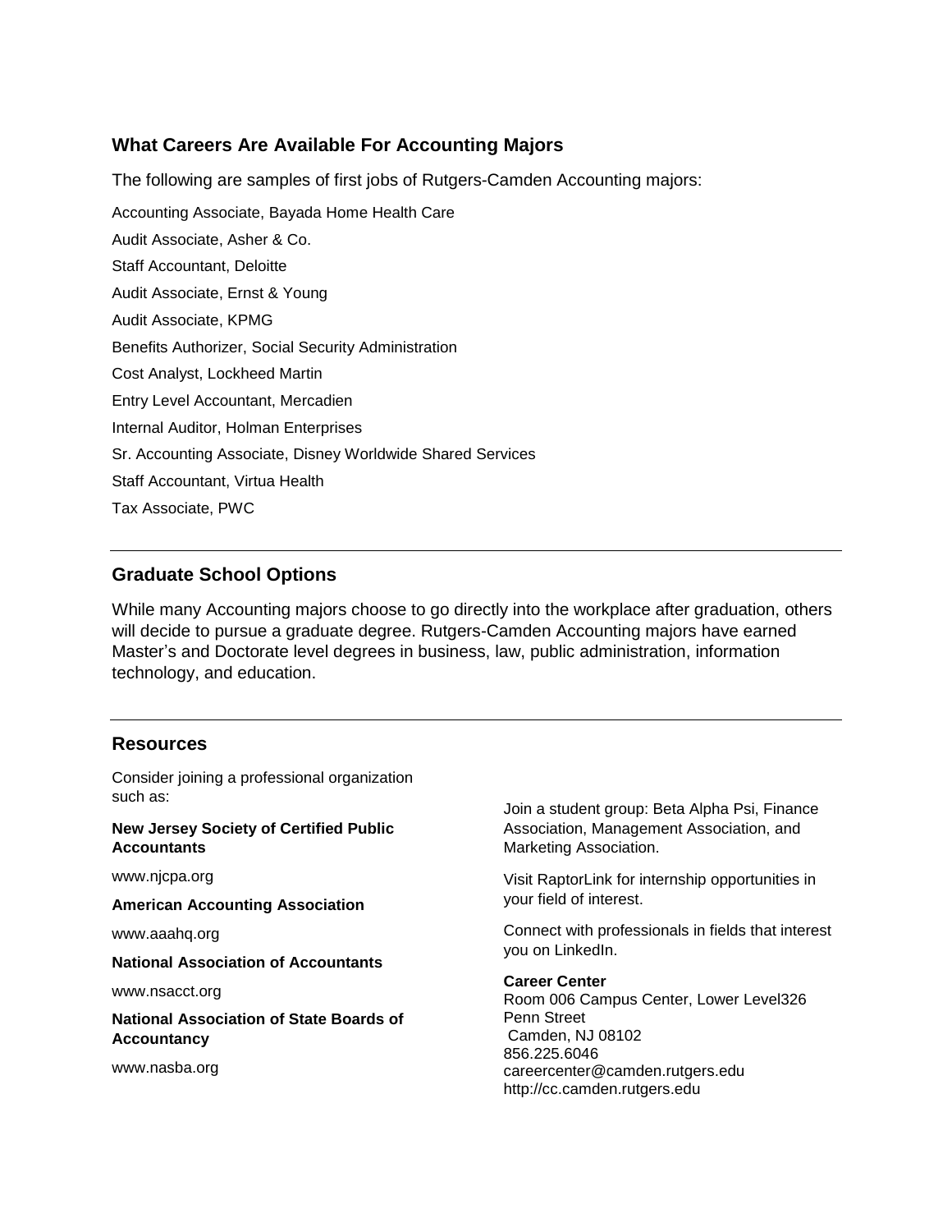## What Careers Are Available For Accounting Majors

The following are samples of first jobs of Rutgers-Camden Accounting majors:

Accounting Associate, Bayada Home Health Care

Audit Associate, Asher & Co.

Staff Accountant, Deloitte

Audit Associate, Ernst & Young

Audit Associate, KPMG

Benefits Authorizer, Social Security Administration

Cost Analyst, Lockheed Martin

Entry Level Accountant, Mercadien

Internal Auditor, Holman Enterprises

Sr. Accounting Associate, Disney Worldwide Shared Services

Staff Accountant, Virtua Health

Tax Associate, PWC

---

## Graduate School Options

While many Accounting majors choose to go directly into the workplace after graduation, others will decide to pursue a graduate degree. Rutgers-Camden Accounting majors have earned Master's and Doctorate level degrees in business, law, public administration, information technology, and education.

---

## Resources

Consider joining a professional organization such as:

**New Jersey Society of Certified Public Accountants**

www.njcpa.org

**American Accounting Association**

www.aaahq.org

**National Association of Accountants**

www.nsacct.org

**National Association of State Boards of Accountancy**

www.nasba.org

Join a student group: Beta Alpha Psi, Finance Association, Management Association, and Marketing Association.

Visit RaptorLink for internship opportunities in your field of interest.

Connect with professionals in fields that interest you on LinkedIn.

**Career Center**
Room 006 Campus Center, Lower Level326 Penn Street
Camden, NJ 08102
856.225.6046
careercenter@camden.rutgers.edu
http://cc.camden.rutgers.edu